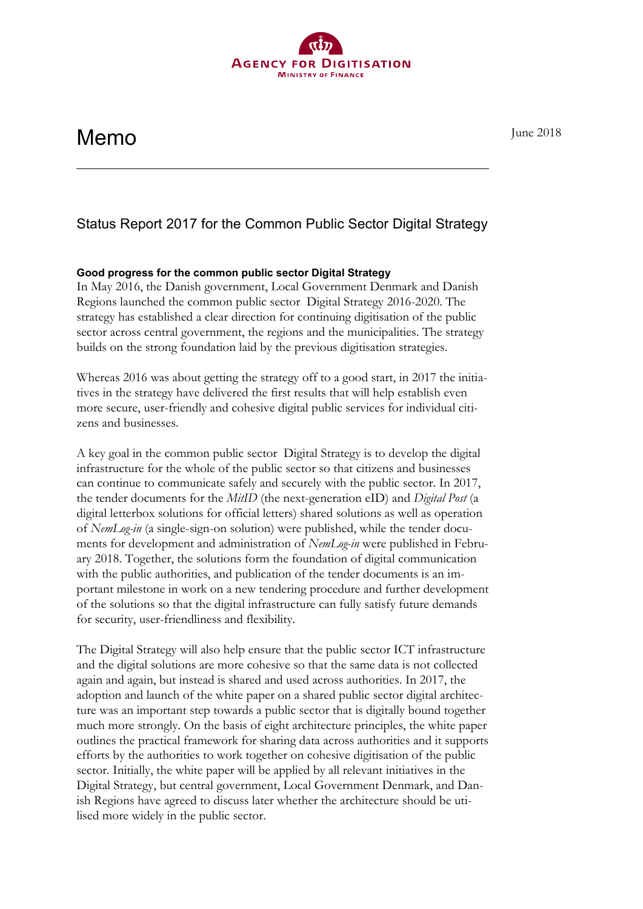AGENCY FOR DIGITISATION
MINISTRY OF FINANCE

# Memo

June 2018

## Status Report 2017 for the Common Public Sector Digital Strategy

**Good progress for the common public sector Digital Strategy**

In May 2016, the Danish government, Local Government Denmark and Danish Regions launched the common public sector Digital Strategy 2016-2020. The strategy has established a clear direction for continuing digitisation of the public sector across central government, the regions and the municipalities. The strategy builds on the strong foundation laid by the previous digitisation strategies.

Whereas 2016 was about getting the strategy off to a good start, in 2017 the initiatives in the strategy have delivered the first results that will help establish even more secure, user-friendly and cohesive digital public services for individual citizens and businesses.

A key goal in the common public sector Digital Strategy is to develop the digital infrastructure for the whole of the public sector so that citizens and businesses can continue to communicate safely and securely with the public sector. In 2017, the tender documents for the *MitID* (the next-generation eID) and *Digital Post* (a digital letterbox solutions for official letters) shared solutions as well as operation of *NemLog-in* (a single-sign-on solution) were published, while the tender documents for development and administration of *NemLog-in* were published in February 2018. Together, the solutions form the foundation of digital communication with the public authorities, and publication of the tender documents is an important milestone in work on a new tendering procedure and further development of the solutions so that the digital infrastructure can fully satisfy future demands for security, user-friendliness and flexibility.

The Digital Strategy will also help ensure that the public sector ICT infrastructure and the digital solutions are more cohesive so that the same data is not collected again and again, but instead is shared and used across authorities. In 2017, the adoption and launch of the white paper on a shared public sector digital architecture was an important step towards a public sector that is digitally bound together much more strongly. On the basis of eight architecture principles, the white paper outlines the practical framework for sharing data across authorities and it supports efforts by the authorities to work together on cohesive digitisation of the public sector. Initially, the white paper will be applied by all relevant initiatives in the Digital Strategy, but central government, Local Government Denmark, and Danish Regions have agreed to discuss later whether the architecture should be utilised more widely in the public sector.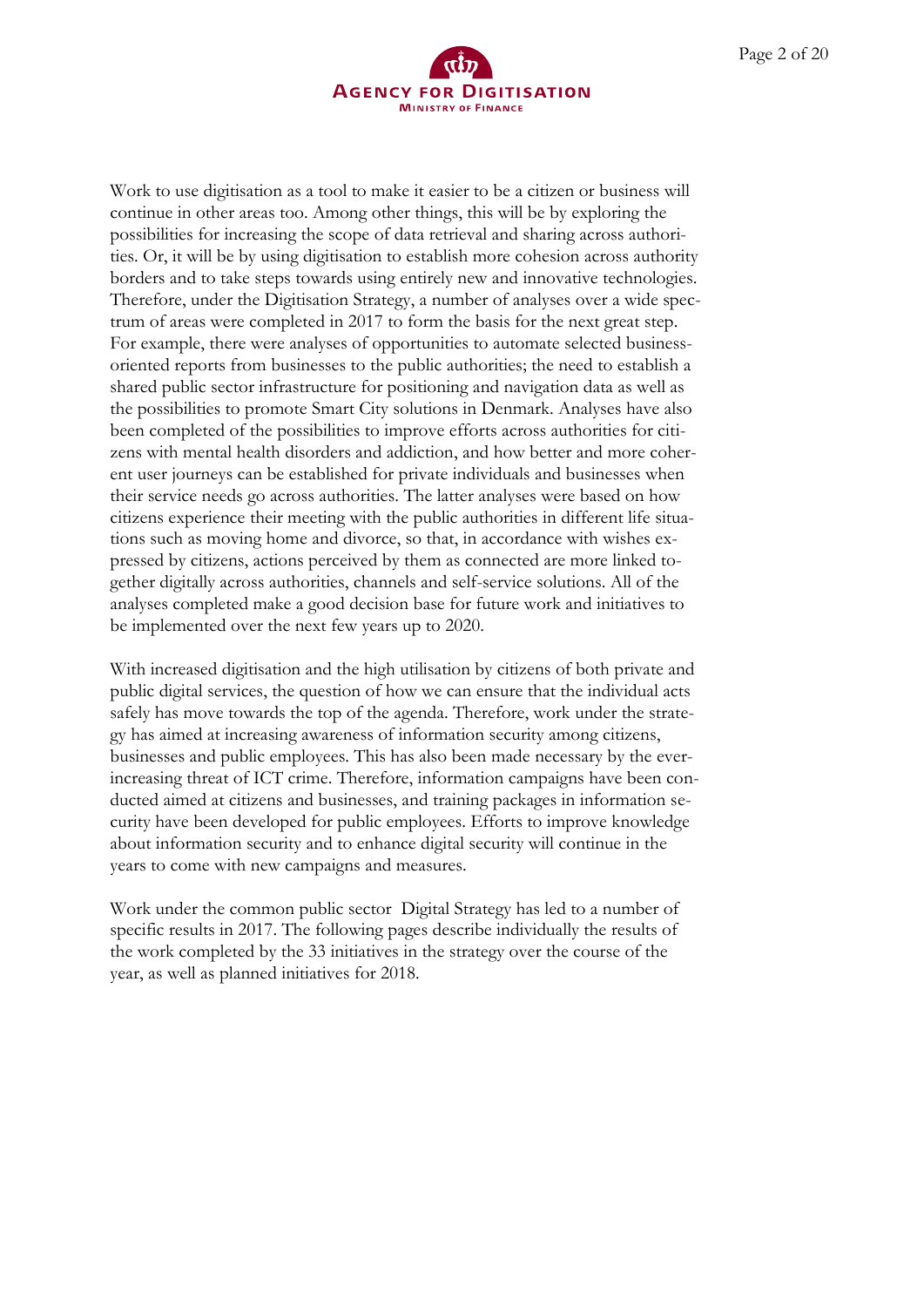Work to use digitisation as a tool to make it easier to be a citizen or business will continue in other areas too. Among other things, this will be by exploring the possibilities for increasing the scope of data retrieval and sharing across authorities. Or, it will be by using digitisation to establish more cohesion across authority borders and to take steps towards using entirely new and innovative technologies. Therefore, under the Digitisation Strategy, a number of analyses over a wide spectrum of areas were completed in 2017 to form the basis for the next great step. For example, there were analyses of opportunities to automate selected business-oriented reports from businesses to the public authorities; the need to establish a shared public sector infrastructure for positioning and navigation data as well as the possibilities to promote Smart City solutions in Denmark. Analyses have also been completed of the possibilities to improve efforts across authorities for citizens with mental health disorders and addiction, and how better and more coherent user journeys can be established for private individuals and businesses when their service needs go across authorities. The latter analyses were based on how citizens experience their meeting with the public authorities in different life situations such as moving home and divorce, so that, in accordance with wishes expressed by citizens, actions perceived by them as connected are more linked together digitally across authorities, channels and self-service solutions. All of the analyses completed make a good decision base for future work and initiatives to be implemented over the next few years up to 2020.

With increased digitisation and the high utilisation by citizens of both private and public digital services, the question of how we can ensure that the individual acts safely has move towards the top of the agenda. Therefore, work under the strategy has aimed at increasing awareness of information security among citizens, businesses and public employees. This has also been made necessary by the ever-increasing threat of ICT crime. Therefore, information campaigns have been conducted aimed at citizens and businesses, and training packages in information security have been developed for public employees. Efforts to improve knowledge about information security and to enhance digital security will continue in the years to come with new campaigns and measures.

Work under the common public sector Digital Strategy has led to a number of specific results in 2017. The following pages describe individually the results of the work completed by the 33 initiatives in the strategy over the course of the year, as well as planned initiatives for 2018.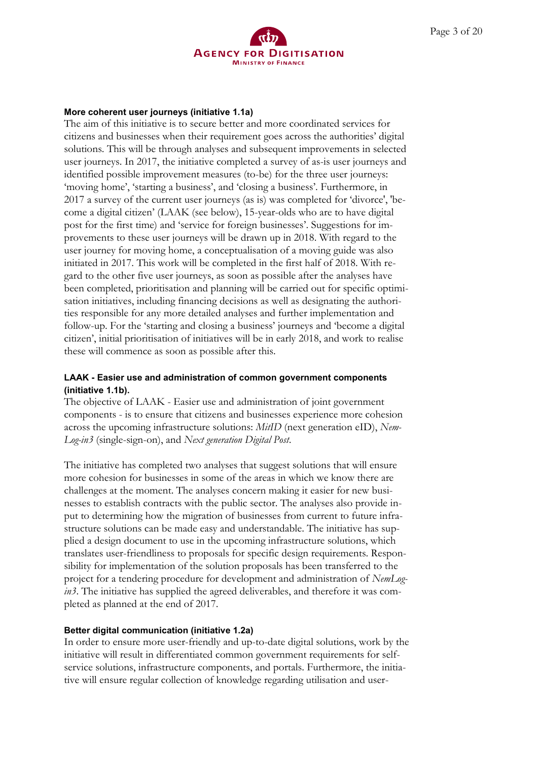### More coherent user journeys (initiative 1.1a)

The aim of this initiative is to secure better and more coordinated services for citizens and businesses when their requirement goes across the authorities' digital solutions. This will be through analyses and subsequent improvements in selected user journeys. In 2017, the initiative completed a survey of as-is user journeys and identified possible improvement measures (to-be) for the three user journeys: 'moving home', 'starting a business', and 'closing a business'. Furthermore, in 2017 a survey of the current user journeys (as is) was completed for 'divorce', 'become a digital citizen' (LAAK (see below), 15-year-olds who are to have digital post for the first time) and 'service for foreign businesses'. Suggestions for improvements to these user journeys will be drawn up in 2018. With regard to the user journey for moving home, a conceptualisation of a moving guide was also initiated in 2017. This work will be completed in the first half of 2018. With regard to the other five user journeys, as soon as possible after the analyses have been completed, prioritisation and planning will be carried out for specific optimisation initiatives, including financing decisions as well as designating the authorities responsible for any more detailed analyses and further implementation and follow-up. For the 'starting and closing a business' journeys and 'become a digital citizen', initial prioritisation of initiatives will be in early 2018, and work to realise these will commence as soon as possible after this.

### LAAK - Easier use and administration of common government components (initiative 1.1b).

The objective of LAAK - Easier use and administration of joint government components - is to ensure that citizens and businesses experience more cohesion across the upcoming infrastructure solutions: *MitID* (next generation eID), *NemLog-in3* (single-sign-on), and *Next generation Digital Post*.

The initiative has completed two analyses that suggest solutions that will ensure more cohesion for businesses in some of the areas in which we know there are challenges at the moment. The analyses concern making it easier for new businesses to establish contracts with the public sector. The analyses also provide input to determining how the migration of businesses from current to future infrastructure solutions can be made easy and understandable. The initiative has supplied a design document to use in the upcoming infrastructure solutions, which translates user-friendliness to proposals for specific design requirements. Responsibility for implementation of the solution proposals has been transferred to the project for a tendering procedure for development and administration of *NemLog-in3*. The initiative has supplied the agreed deliverables, and therefore it was completed as planned at the end of 2017.

### Better digital communication (initiative 1.2a)

In order to ensure more user-friendly and up-to-date digital solutions, work by the initiative will result in differentiated common government requirements for self-service solutions, infrastructure components, and portals. Furthermore, the initiative will ensure regular collection of knowledge regarding utilisation and user-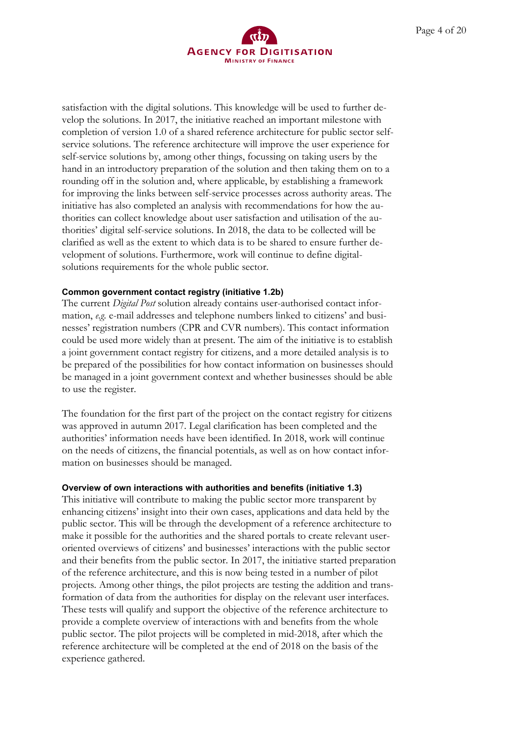satisfaction with the digital solutions. This knowledge will be used to further develop the solutions. In 2017, the initiative reached an important milestone with completion of version 1.0 of a shared reference architecture for public sector self-service solutions. The reference architecture will improve the user experience for self-service solutions by, among other things, focussing on taking users by the hand in an introductory preparation of the solution and then taking them on to a rounding off in the solution and, where applicable, by establishing a framework for improving the links between self-service processes across authority areas. The initiative has also completed an analysis with recommendations for how the authorities can collect knowledge about user satisfaction and utilisation of the authorities' digital self-service solutions. In 2018, the data to be collected will be clarified as well as the extent to which data is to be shared to ensure further development of solutions. Furthermore, work will continue to define digital-solutions requirements for the whole public sector.

**Common government contact registry (initiative 1.2b)**

The current *Digital Post* solution already contains user-authorised contact information, *e.g.* e-mail addresses and telephone numbers linked to citizens' and businesses' registration numbers (CPR and CVR numbers). This contact information could be used more widely than at present. The aim of the initiative is to establish a joint government contact registry for citizens, and a more detailed analysis is to be prepared of the possibilities for how contact information on businesses should be managed in a joint government context and whether businesses should be able to use the register.

The foundation for the first part of the project on the contact registry for citizens was approved in autumn 2017. Legal clarification has been completed and the authorities' information needs have been identified. In 2018, work will continue on the needs of citizens, the financial potentials, as well as on how contact information on businesses should be managed.

**Overview of own interactions with authorities and benefits (initiative 1.3)**

This initiative will contribute to making the public sector more transparent by enhancing citizens' insight into their own cases, applications and data held by the public sector. This will be through the development of a reference architecture to make it possible for the authorities and the shared portals to create relevant user-oriented overviews of citizens' and businesses' interactions with the public sector and their benefits from the public sector. In 2017, the initiative started preparation of the reference architecture, and this is now being tested in a number of pilot projects. Among other things, the pilot projects are testing the addition and transformation of data from the authorities for display on the relevant user interfaces. These tests will qualify and support the objective of the reference architecture to provide a complete overview of interactions with and benefits from the whole public sector. The pilot projects will be completed in mid-2018, after which the reference architecture will be completed at the end of 2018 on the basis of the experience gathered.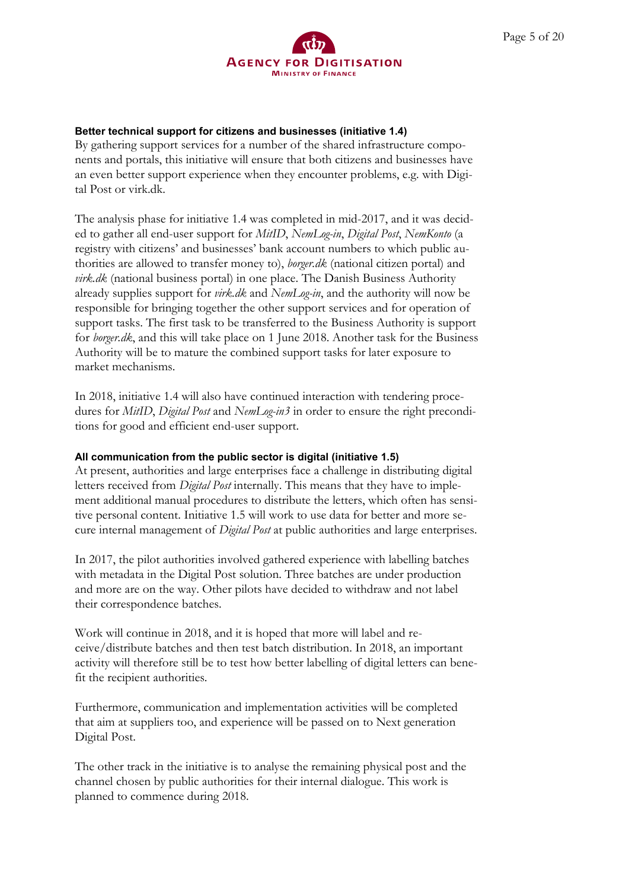### Better technical support for citizens and businesses (initiative 1.4)

By gathering support services for a number of the shared infrastructure components and portals, this initiative will ensure that both citizens and businesses have an even better support experience when they encounter problems, e.g. with Digital Post or virk.dk.

The analysis phase for initiative 1.4 was completed in mid-2017, and it was decided to gather all end-user support for *MitID*, *NemLog-in*, *Digital Post*, *NemKonto* (a registry with citizens' and businesses' bank account numbers to which public authorities are allowed to transfer money to), *borger.dk* (national citizen portal) and *virk.dk* (national business portal) in one place. The Danish Business Authority already supplies support for *virk.dk* and *NemLog-in*, and the authority will now be responsible for bringing together the other support services and for operation of support tasks. The first task to be transferred to the Business Authority is support for *borger.dk*, and this will take place on 1 June 2018. Another task for the Business Authority will be to mature the combined support tasks for later exposure to market mechanisms.

In 2018, initiative 1.4 will also have continued interaction with tendering procedures for *MitID*, *Digital Post* and *NemLog-in3* in order to ensure the right preconditions for good and efficient end-user support.

### All communication from the public sector is digital (initiative 1.5)

At present, authorities and large enterprises face a challenge in distributing digital letters received from *Digital Post* internally. This means that they have to implement additional manual procedures to distribute the letters, which often has sensitive personal content. Initiative 1.5 will work to use data for better and more secure internal management of *Digital Post* at public authorities and large enterprises.

In 2017, the pilot authorities involved gathered experience with labelling batches with metadata in the Digital Post solution. Three batches are under production and more are on the way. Other pilots have decided to withdraw and not label their correspondence batches.

Work will continue in 2018, and it is hoped that more will label and receive/distribute batches and then test batch distribution. In 2018, an important activity will therefore still be to test how better labelling of digital letters can benefit the recipient authorities.

Furthermore, communication and implementation activities will be completed that aim at suppliers too, and experience will be passed on to Next generation Digital Post.

The other track in the initiative is to analyse the remaining physical post and the channel chosen by public authorities for their internal dialogue. This work is planned to commence during 2018.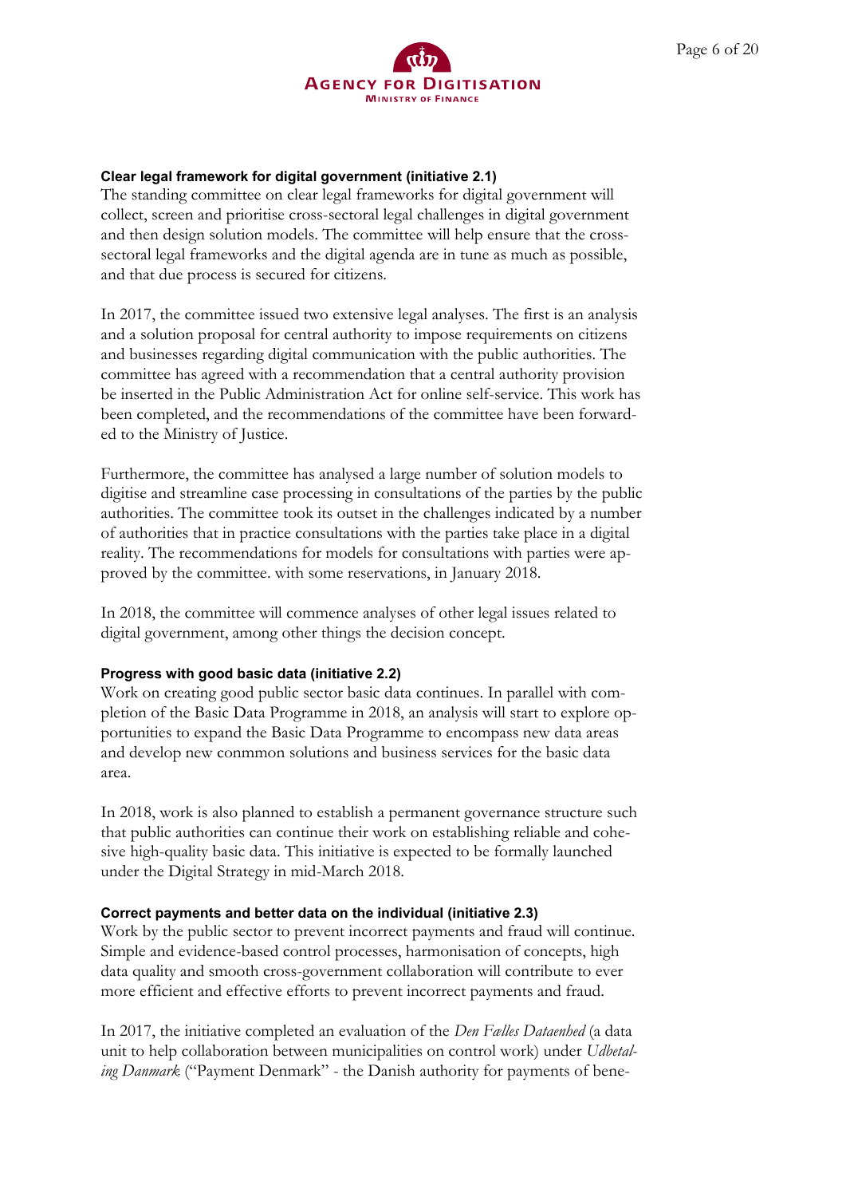### Clear legal framework for digital government (initiative 2.1)

The standing committee on clear legal frameworks for digital government will collect, screen and prioritise cross-sectoral legal challenges in digital government and then design solution models. The committee will help ensure that the cross-sectoral legal frameworks and the digital agenda are in tune as much as possible, and that due process is secured for citizens.

In 2017, the committee issued two extensive legal analyses. The first is an analysis and a solution proposal for central authority to impose requirements on citizens and businesses regarding digital communication with the public authorities. The committee has agreed with a recommendation that a central authority provision be inserted in the Public Administration Act for online self-service. This work has been completed, and the recommendations of the committee have been forwarded to the Ministry of Justice.

Furthermore, the committee has analysed a large number of solution models to digitise and streamline case processing in consultations of the parties by the public authorities. The committee took its outset in the challenges indicated by a number of authorities that in practice consultations with the parties take place in a digital reality. The recommendations for models for consultations with parties were approved by the committee. with some reservations, in January 2018.

In 2018, the committee will commence analyses of other legal issues related to digital government, among other things the decision concept.

### Progress with good basic data (initiative 2.2)

Work on creating good public sector basic data continues. In parallel with completion of the Basic Data Programme in 2018, an analysis will start to explore opportunities to expand the Basic Data Programme to encompass new data areas and develop new conmmon solutions and business services for the basic data area.

In 2018, work is also planned to establish a permanent governance structure such that public authorities can continue their work on establishing reliable and cohesive high-quality basic data. This initiative is expected to be formally launched under the Digital Strategy in mid-March 2018.

### Correct payments and better data on the individual (initiative 2.3)

Work by the public sector to prevent incorrect payments and fraud will continue. Simple and evidence-based control processes, harmonisation of concepts, high data quality and smooth cross-government collaboration will contribute to ever more efficient and effective efforts to prevent incorrect payments and fraud.

In 2017, the initiative completed an evaluation of the *Den Fælles Dataenhed* (a data unit to help collaboration between municipalities on control work) under *Udbetaling Danmark* ("Payment Denmark" - the Danish authority for payments of bene-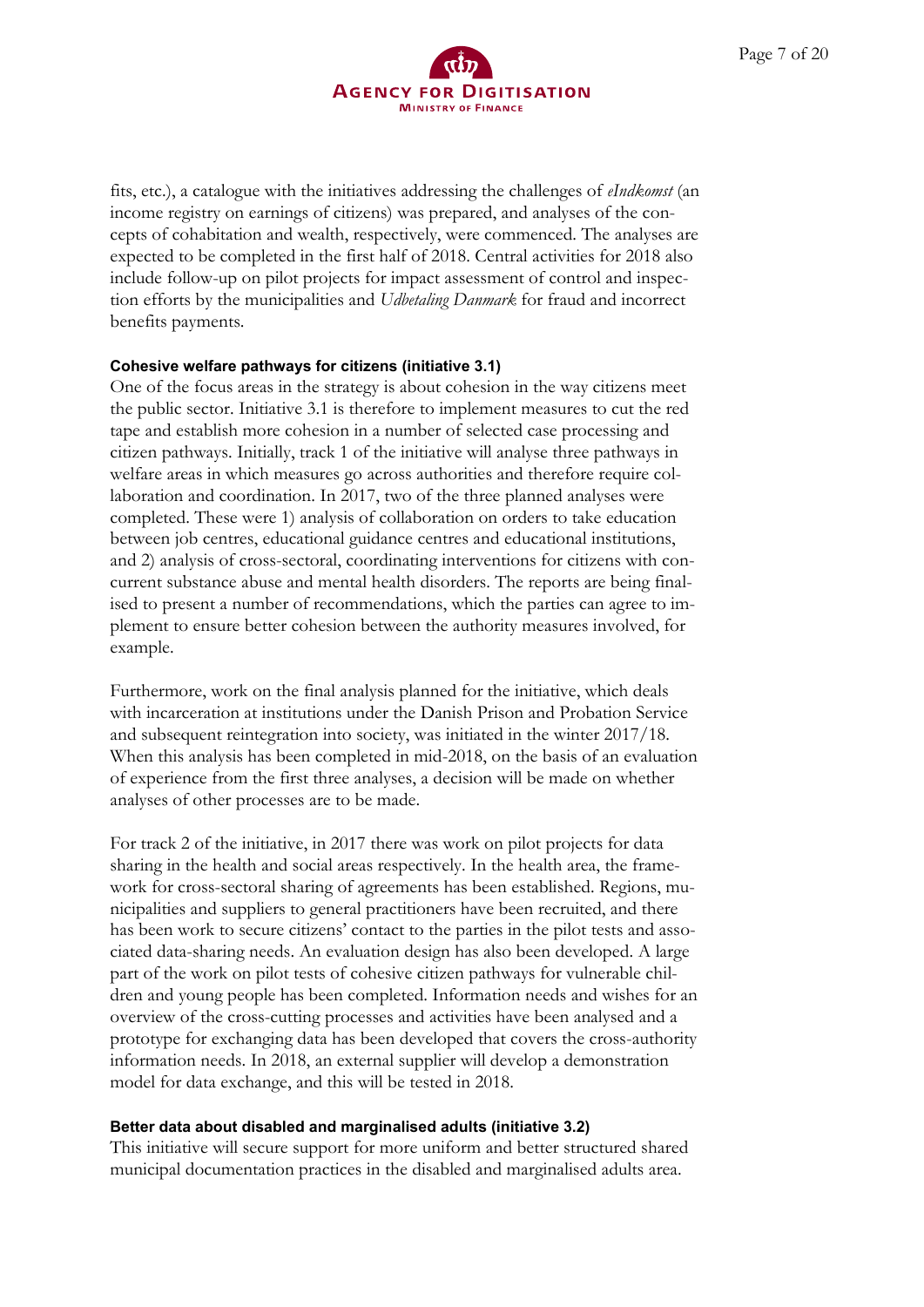fits, etc.), a catalogue with the initiatives addressing the challenges of *eIndkomst* (an income registry on earnings of citizens) was prepared, and analyses of the concepts of cohabitation and wealth, respectively, were commenced. The analyses are expected to be completed in the first half of 2018. Central activities for 2018 also include follow-up on pilot projects for impact assessment of control and inspection efforts by the municipalities and *Udbetaling Danmark* for fraud and incorrect benefits payments.

#### Cohesive welfare pathways for citizens (initiative 3.1)

One of the focus areas in the strategy is about cohesion in the way citizens meet the public sector. Initiative 3.1 is therefore to implement measures to cut the red tape and establish more cohesion in a number of selected case processing and citizen pathways. Initially, track 1 of the initiative will analyse three pathways in welfare areas in which measures go across authorities and therefore require collaboration and coordination. In 2017, two of the three planned analyses were completed. These were 1) analysis of collaboration on orders to take education between job centres, educational guidance centres and educational institutions, and 2) analysis of cross-sectoral, coordinating interventions for citizens with concurrent substance abuse and mental health disorders. The reports are being finalised to present a number of recommendations, which the parties can agree to implement to ensure better cohesion between the authority measures involved, for example.

Furthermore, work on the final analysis planned for the initiative, which deals with incarceration at institutions under the Danish Prison and Probation Service and subsequent reintegration into society, was initiated in the winter 2017/18. When this analysis has been completed in mid-2018, on the basis of an evaluation of experience from the first three analyses, a decision will be made on whether analyses of other processes are to be made.

For track 2 of the initiative, in 2017 there was work on pilot projects for data sharing in the health and social areas respectively. In the health area, the framework for cross-sectoral sharing of agreements has been established. Regions, municipalities and suppliers to general practitioners have been recruited, and there has been work to secure citizens' contact to the parties in the pilot tests and associated data-sharing needs. An evaluation design has also been developed. A large part of the work on pilot tests of cohesive citizen pathways for vulnerable children and young people has been completed. Information needs and wishes for an overview of the cross-cutting processes and activities have been analysed and a prototype for exchanging data has been developed that covers the cross-authority information needs. In 2018, an external supplier will develop a demonstration model for data exchange, and this will be tested in 2018.

#### Better data about disabled and marginalised adults (initiative 3.2)

This initiative will secure support for more uniform and better structured shared municipal documentation practices in the disabled and marginalised adults area.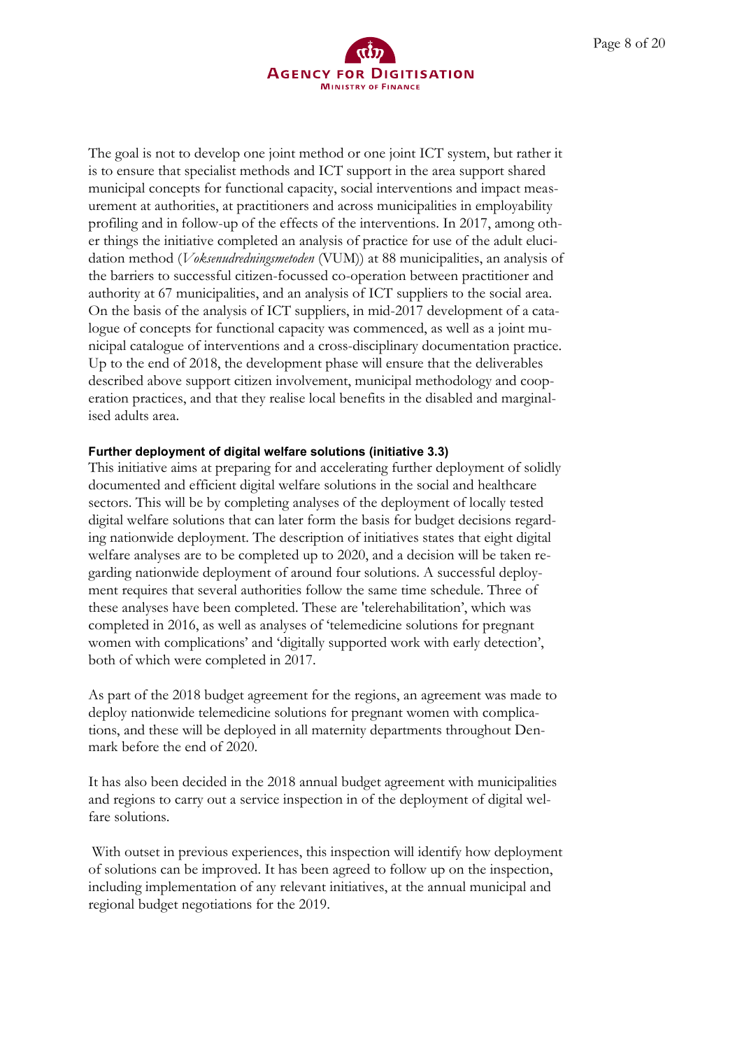The goal is not to develop one joint method or one joint ICT system, but rather it is to ensure that specialist methods and ICT support in the area support shared municipal concepts for functional capacity, social interventions and impact measurement at authorities, at practitioners and across municipalities in employability profiling and in follow-up of the effects of the interventions. In 2017, among other things the initiative completed an analysis of practice for use of the adult elucidation method (*Voksenudredningsmetoden* (VUM)) at 88 municipalities, an analysis of the barriers to successful citizen-focussed co-operation between practitioner and authority at 67 municipalities, and an analysis of ICT suppliers to the social area. On the basis of the analysis of ICT suppliers, in mid-2017 development of a catalogue of concepts for functional capacity was commenced, as well as a joint municipal catalogue of interventions and a cross-disciplinary documentation practice. Up to the end of 2018, the development phase will ensure that the deliverables described above support citizen involvement, municipal methodology and cooperation practices, and that they realise local benefits in the disabled and marginalised adults area.

**Further deployment of digital welfare solutions (initiative 3.3)**

This initiative aims at preparing for and accelerating further deployment of solidly documented and efficient digital welfare solutions in the social and healthcare sectors. This will be by completing analyses of the deployment of locally tested digital welfare solutions that can later form the basis for budget decisions regarding nationwide deployment. The description of initiatives states that eight digital welfare analyses are to be completed up to 2020, and a decision will be taken regarding nationwide deployment of around four solutions. A successful deployment requires that several authorities follow the same time schedule. Three of these analyses have been completed. These are 'telerehabilitation', which was completed in 2016, as well as analyses of 'telemedicine solutions for pregnant women with complications' and 'digitally supported work with early detection', both of which were completed in 2017.

As part of the 2018 budget agreement for the regions, an agreement was made to deploy nationwide telemedicine solutions for pregnant women with complications, and these will be deployed in all maternity departments throughout Denmark before the end of 2020.

It has also been decided in the 2018 annual budget agreement with municipalities and regions to carry out a service inspection in of the deployment of digital welfare solutions.

With outset in previous experiences, this inspection will identify how deployment of solutions can be improved. It has been agreed to follow up on the inspection, including implementation of any relevant initiatives, at the annual municipal and regional budget negotiations for the 2019.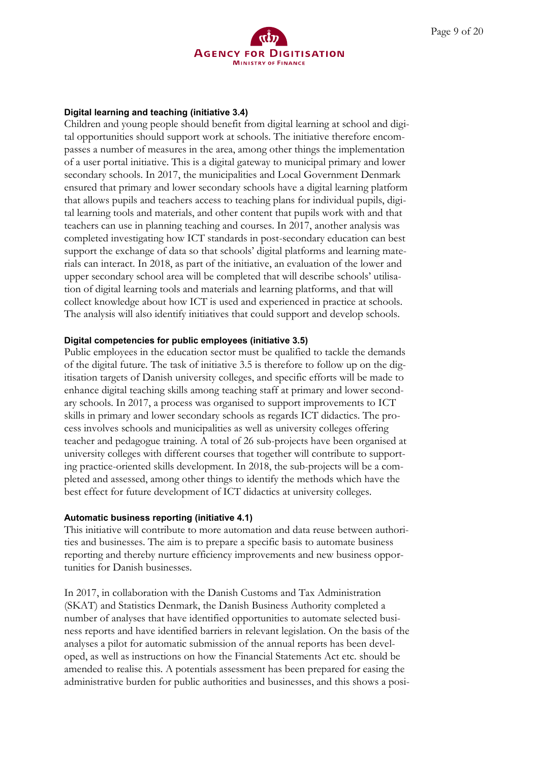**Digital learning and teaching (initiative 3.4)**

Children and young people should benefit from digital learning at school and digital opportunities should support work at schools. The initiative therefore encompasses a number of measures in the area, among other things the implementation of a user portal initiative. This is a digital gateway to municipal primary and lower secondary schools. In 2017, the municipalities and Local Government Denmark ensured that primary and lower secondary schools have a digital learning platform that allows pupils and teachers access to teaching plans for individual pupils, digital learning tools and materials, and other content that pupils work with and that teachers can use in planning teaching and courses. In 2017, another analysis was completed investigating how ICT standards in post-secondary education can best support the exchange of data so that schools' digital platforms and learning materials can interact. In 2018, as part of the initiative, an evaluation of the lower and upper secondary school area will be completed that will describe schools' utilisation of digital learning tools and materials and learning platforms, and that will collect knowledge about how ICT is used and experienced in practice at schools. The analysis will also identify initiatives that could support and develop schools.

**Digital competencies for public employees (initiative 3.5)**

Public employees in the education sector must be qualified to tackle the demands of the digital future. The task of initiative 3.5 is therefore to follow up on the digitisation targets of Danish university colleges, and specific efforts will be made to enhance digital teaching skills among teaching staff at primary and lower secondary schools. In 2017, a process was organised to support improvements to ICT skills in primary and lower secondary schools as regards ICT didactics. The process involves schools and municipalities as well as university colleges offering teacher and pedagogue training. A total of 26 sub-projects have been organised at university colleges with different courses that together will contribute to supporting practice-oriented skills development. In 2018, the sub-projects will be a completed and assessed, among other things to identify the methods which have the best effect for future development of ICT didactics at university colleges.

**Automatic business reporting (initiative 4.1)**

This initiative will contribute to more automation and data reuse between authorities and businesses. The aim is to prepare a specific basis to automate business reporting and thereby nurture efficiency improvements and new business opportunities for Danish businesses.

In 2017, in collaboration with the Danish Customs and Tax Administration (SKAT) and Statistics Denmark, the Danish Business Authority completed a number of analyses that have identified opportunities to automate selected business reports and have identified barriers in relevant legislation. On the basis of the analyses a pilot for automatic submission of the annual reports has been developed, as well as instructions on how the Financial Statements Act etc. should be amended to realise this. A potentials assessment has been prepared for easing the administrative burden for public authorities and businesses, and this shows a posi-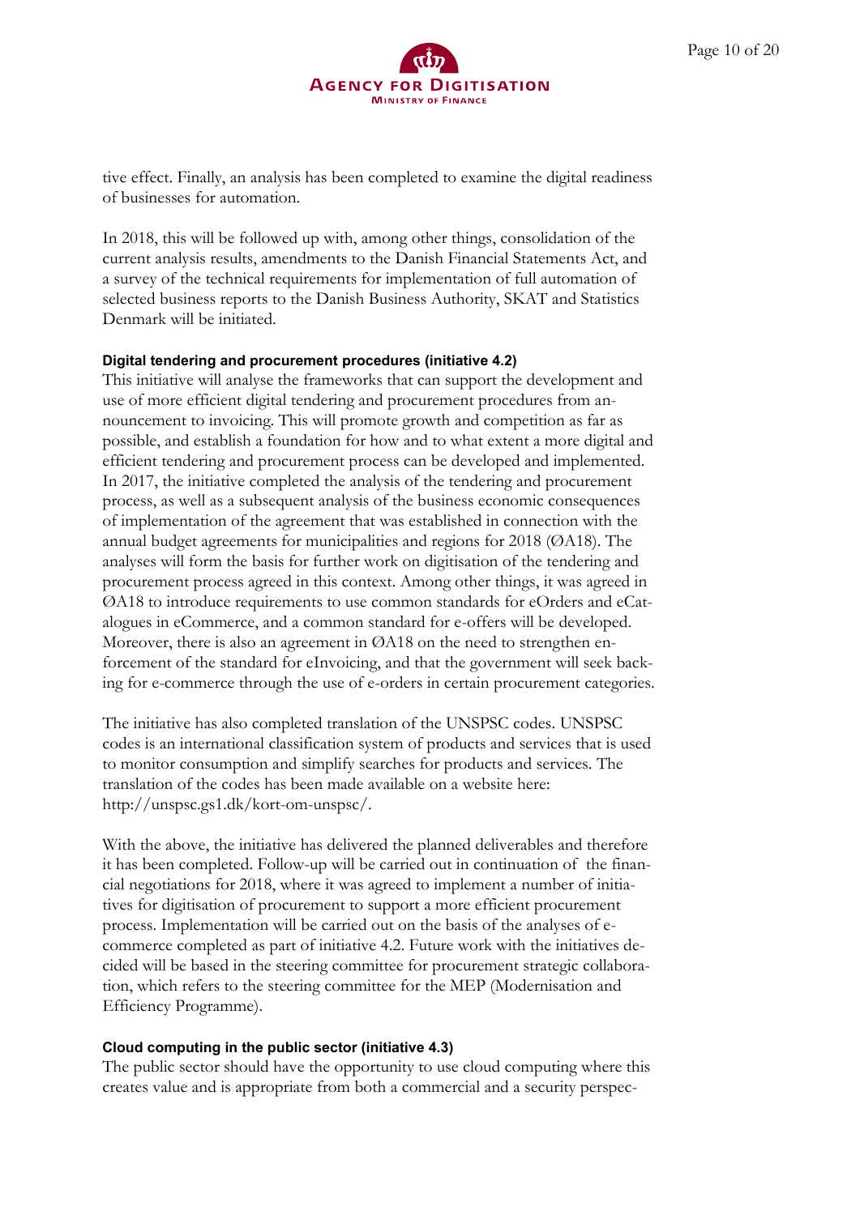tive effect. Finally, an analysis has been completed to examine the digital readiness of businesses for automation.

In 2018, this will be followed up with, among other things, consolidation of the current analysis results, amendments to the Danish Financial Statements Act, and a survey of the technical requirements for implementation of full automation of selected business reports to the Danish Business Authority, SKAT and Statistics Denmark will be initiated.

#### Digital tendering and procurement procedures (initiative 4.2)

This initiative will analyse the frameworks that can support the development and use of more efficient digital tendering and procurement procedures from announcement to invoicing. This will promote growth and competition as far as possible, and establish a foundation for how and to what extent a more digital and efficient tendering and procurement process can be developed and implemented. In 2017, the initiative completed the analysis of the tendering and procurement process, as well as a subsequent analysis of the business economic consequences of implementation of the agreement that was established in connection with the annual budget agreements for municipalities and regions for 2018 (ØA18). The analyses will form the basis for further work on digitisation of the tendering and procurement process agreed in this context. Among other things, it was agreed in ØA18 to introduce requirements to use common standards for eOrders and eCatalogues in eCommerce, and a common standard for e-offers will be developed. Moreover, there is also an agreement in ØA18 on the need to strengthen enforcement of the standard for eInvoicing, and that the government will seek backing for e-commerce through the use of e-orders in certain procurement categories.

The initiative has also completed translation of the UNSPSC codes. UNSPSC codes is an international classification system of products and services that is used to monitor consumption and simplify searches for products and services. The translation of the codes has been made available on a website here: http://unspsc.gs1.dk/kort-om-unspsc/.

With the above, the initiative has delivered the planned deliverables and therefore it has been completed. Follow-up will be carried out in continuation of the financial negotiations for 2018, where it was agreed to implement a number of initiatives for digitisation of procurement to support a more efficient procurement process. Implementation will be carried out on the basis of the analyses of e-commerce completed as part of initiative 4.2. Future work with the initiatives decided will be based in the steering committee for procurement strategic collaboration, which refers to the steering committee for the MEP (Modernisation and Efficiency Programme).

#### Cloud computing in the public sector (initiative 4.3)

The public sector should have the opportunity to use cloud computing where this creates value and is appropriate from both a commercial and a security perspec-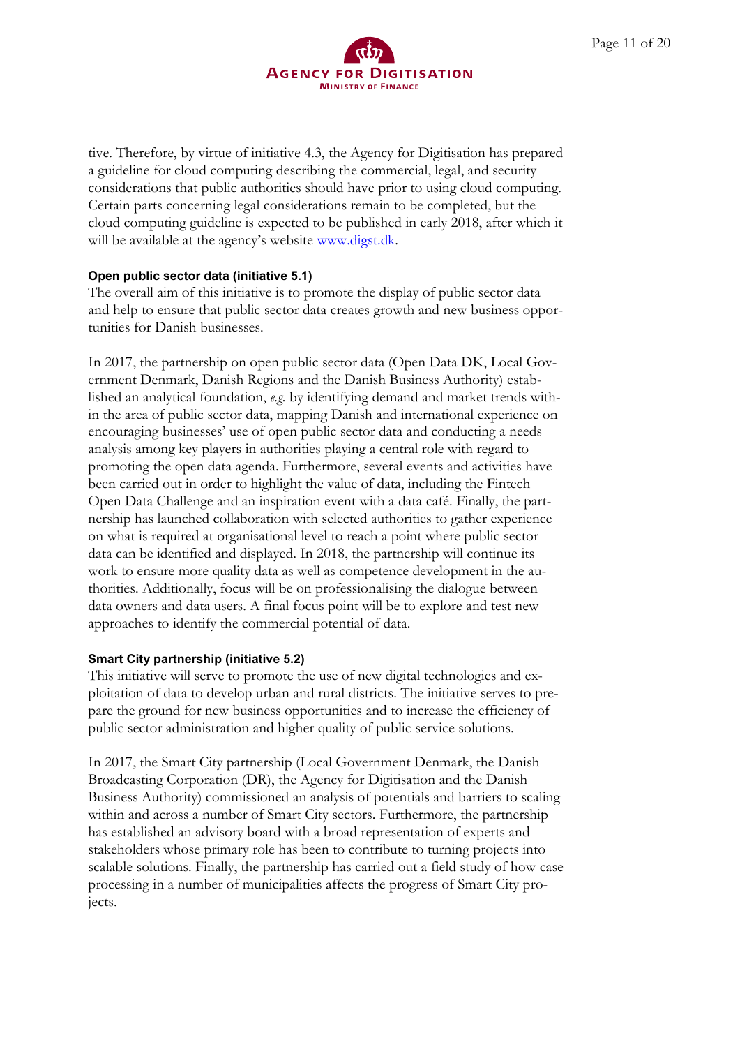tive. Therefore, by virtue of initiative 4.3, the Agency for Digitisation has prepared a guideline for cloud computing describing the commercial, legal, and security considerations that public authorities should have prior to using cloud computing. Certain parts concerning legal considerations remain to be completed, but the cloud computing guideline is expected to be published in early 2018, after which it will be available at the agency's website [www.digst.dk](http://www.digst.dk).

**Open public sector data (initiative 5.1)**
The overall aim of this initiative is to promote the display of public sector data and help to ensure that public sector data creates growth and new business opportunities for Danish businesses.

In 2017, the partnership on open public sector data (Open Data DK, Local Government Denmark, Danish Regions and the Danish Business Authority) established an analytical foundation, *e.g.* by identifying demand and market trends within the area of public sector data, mapping Danish and international experience on encouraging businesses' use of open public sector data and conducting a needs analysis among key players in authorities playing a central role with regard to promoting the open data agenda. Furthermore, several events and activities have been carried out in order to highlight the value of data, including the Fintech Open Data Challenge and an inspiration event with a data café. Finally, the partnership has launched collaboration with selected authorities to gather experience on what is required at organisational level to reach a point where public sector data can be identified and displayed. In 2018, the partnership will continue its work to ensure more quality data as well as competence development in the authorities. Additionally, focus will be on professionalising the dialogue between data owners and data users. A final focus point will be to explore and test new approaches to identify the commercial potential of data.

**Smart City partnership (initiative 5.2)**
This initiative will serve to promote the use of new digital technologies and exploitation of data to develop urban and rural districts. The initiative serves to prepare the ground for new business opportunities and to increase the efficiency of public sector administration and higher quality of public service solutions.

In 2017, the Smart City partnership (Local Government Denmark, the Danish Broadcasting Corporation (DR), the Agency for Digitisation and the Danish Business Authority) commissioned an analysis of potentials and barriers to scaling within and across a number of Smart City sectors. Furthermore, the partnership has established an advisory board with a broad representation of experts and stakeholders whose primary role has been to contribute to turning projects into scalable solutions. Finally, the partnership has carried out a field study of how case processing in a number of municipalities affects the progress of Smart City projects.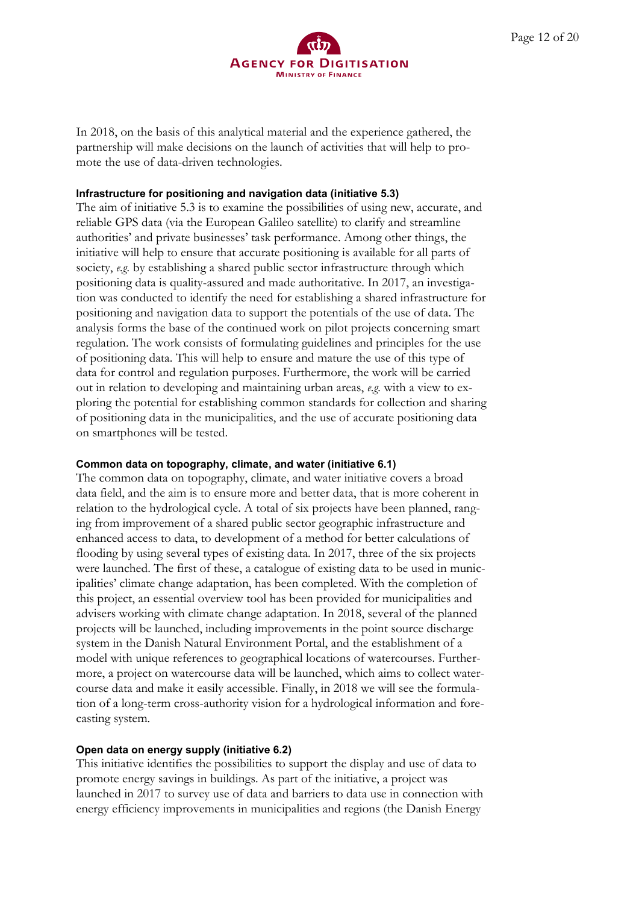In 2018, on the basis of this analytical material and the experience gathered, the partnership will make decisions on the launch of activities that will help to promote the use of data-driven technologies.

#### Infrastructure for positioning and navigation data (initiative 5.3)

The aim of initiative 5.3 is to examine the possibilities of using new, accurate, and reliable GPS data (via the European Galileo satellite) to clarify and streamline authorities' and private businesses' task performance. Among other things, the initiative will help to ensure that accurate positioning is available for all parts of society, *e.g.* by establishing a shared public sector infrastructure through which positioning data is quality-assured and made authoritative. In 2017, an investigation was conducted to identify the need for establishing a shared infrastructure for positioning and navigation data to support the potentials of the use of data. The analysis forms the base of the continued work on pilot projects concerning smart regulation. The work consists of formulating guidelines and principles for the use of positioning data. This will help to ensure and mature the use of this type of data for control and regulation purposes. Furthermore, the work will be carried out in relation to developing and maintaining urban areas, *e.g.* with a view to exploring the potential for establishing common standards for collection and sharing of positioning data in the municipalities, and the use of accurate positioning data on smartphones will be tested.

#### Common data on topography, climate, and water (initiative 6.1)

The common data on topography, climate, and water initiative covers a broad data field, and the aim is to ensure more and better data, that is more coherent in relation to the hydrological cycle. A total of six projects have been planned, ranging from improvement of a shared public sector geographic infrastructure and enhanced access to data, to development of a method for better calculations of flooding by using several types of existing data. In 2017, three of the six projects were launched. The first of these, a catalogue of existing data to be used in municipalities' climate change adaptation, has been completed. With the completion of this project, an essential overview tool has been provided for municipalities and advisers working with climate change adaptation. In 2018, several of the planned projects will be launched, including improvements in the point source discharge system in the Danish Natural Environment Portal, and the establishment of a model with unique references to geographical locations of watercourses. Furthermore, a project on watercourse data will be launched, which aims to collect watercourse data and make it easily accessible. Finally, in 2018 we will see the formulation of a long-term cross-authority vision for a hydrological information and forecasting system.

#### Open data on energy supply (initiative 6.2)

This initiative identifies the possibilities to support the display and use of data to promote energy savings in buildings. As part of the initiative, a project was launched in 2017 to survey use of data and barriers to data use in connection with energy efficiency improvements in municipalities and regions (the Danish Energy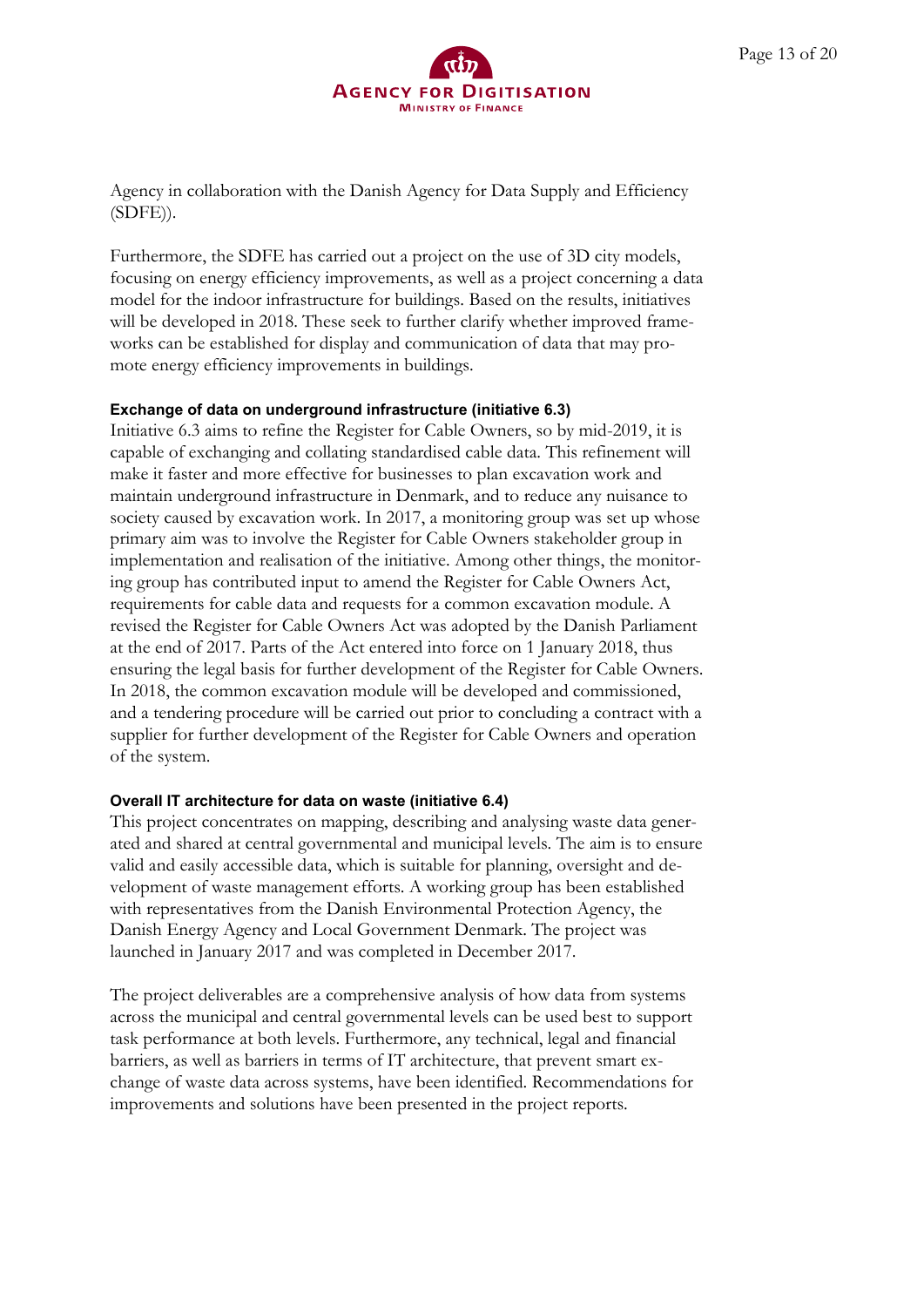Agency in collaboration with the Danish Agency for Data Supply and Efficiency (SDFE)).

Furthermore, the SDFE has carried out a project on the use of 3D city models, focusing on energy efficiency improvements, as well as a project concerning a data model for the indoor infrastructure for buildings. Based on the results, initiatives will be developed in 2018. These seek to further clarify whether improved frameworks can be established for display and communication of data that may promote energy efficiency improvements in buildings.

#### Exchange of data on underground infrastructure (initiative 6.3)

Initiative 6.3 aims to refine the Register for Cable Owners, so by mid-2019, it is capable of exchanging and collating standardised cable data. This refinement will make it faster and more effective for businesses to plan excavation work and maintain underground infrastructure in Denmark, and to reduce any nuisance to society caused by excavation work. In 2017, a monitoring group was set up whose primary aim was to involve the Register for Cable Owners stakeholder group in implementation and realisation of the initiative. Among other things, the monitoring group has contributed input to amend the Register for Cable Owners Act, requirements for cable data and requests for a common excavation module. A revised the Register for Cable Owners Act was adopted by the Danish Parliament at the end of 2017. Parts of the Act entered into force on 1 January 2018, thus ensuring the legal basis for further development of the Register for Cable Owners. In 2018, the common excavation module will be developed and commissioned, and a tendering procedure will be carried out prior to concluding a contract with a supplier for further development of the Register for Cable Owners and operation of the system.

#### Overall IT architecture for data on waste (initiative 6.4)

This project concentrates on mapping, describing and analysing waste data generated and shared at central governmental and municipal levels. The aim is to ensure valid and easily accessible data, which is suitable for planning, oversight and development of waste management efforts. A working group has been established with representatives from the Danish Environmental Protection Agency, the Danish Energy Agency and Local Government Denmark. The project was launched in January 2017 and was completed in December 2017.

The project deliverables are a comprehensive analysis of how data from systems across the municipal and central governmental levels can be used best to support task performance at both levels. Furthermore, any technical, legal and financial barriers, as well as barriers in terms of IT architecture, that prevent smart exchange of waste data across systems, have been identified. Recommendations for improvements and solutions have been presented in the project reports.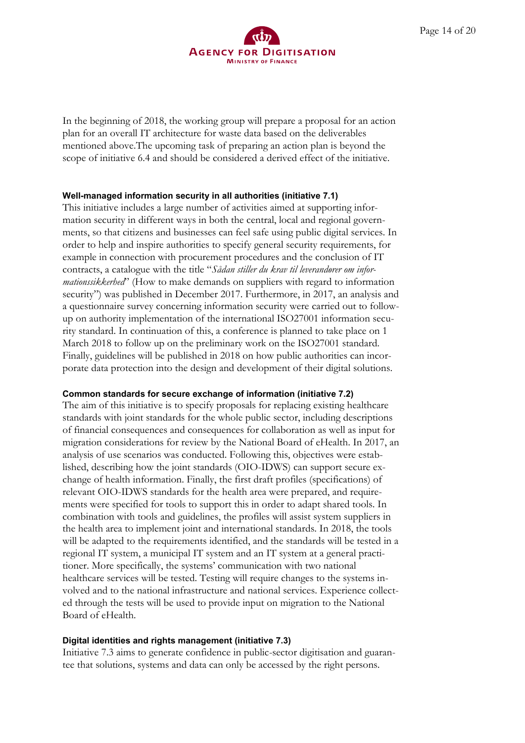In the beginning of 2018, the working group will prepare a proposal for an action plan for an overall IT architecture for waste data based on the deliverables mentioned above.The upcoming task of preparing an action plan is beyond the scope of initiative 6.4 and should be considered a derived effect of the initiative.

#### Well-managed information security in all authorities (initiative 7.1)

This initiative includes a large number of activities aimed at supporting information security in different ways in both the central, local and regional governments, so that citizens and businesses can feel safe using public digital services. In order to help and inspire authorities to specify general security requirements, for example in connection with procurement procedures and the conclusion of IT contracts, a catalogue with the title "*Sådan stiller du krav til leverandører om informationssikkerhed*" (How to make demands on suppliers with regard to information security") was published in December 2017. Furthermore, in 2017, an analysis and a questionnaire survey concerning information security were carried out to follow-up on authority implementation of the international ISO27001 information security standard. In continuation of this, a conference is planned to take place on 1 March 2018 to follow up on the preliminary work on the ISO27001 standard. Finally, guidelines will be published in 2018 on how public authorities can incorporate data protection into the design and development of their digital solutions.

#### Common standards for secure exchange of information (initiative 7.2)

The aim of this initiative is to specify proposals for replacing existing healthcare standards with joint standards for the whole public sector, including descriptions of financial consequences and consequences for collaboration as well as input for migration considerations for review by the National Board of eHealth. In 2017, an analysis of use scenarios was conducted. Following this, objectives were established, describing how the joint standards (OIO-IDWS) can support secure exchange of health information. Finally, the first draft profiles (specifications) of relevant OIO-IDWS standards for the health area were prepared, and requirements were specified for tools to support this in order to adapt shared tools. In combination with tools and guidelines, the profiles will assist system suppliers in the health area to implement joint and international standards. In 2018, the tools will be adapted to the requirements identified, and the standards will be tested in a regional IT system, a municipal IT system and an IT system at a general practitioner. More specifically, the systems' communication with two national healthcare services will be tested. Testing will require changes to the systems involved and to the national infrastructure and national services. Experience collected through the tests will be used to provide input on migration to the National Board of eHealth.

#### Digital identities and rights management (initiative 7.3)

Initiative 7.3 aims to generate confidence in public-sector digitisation and guarantee that solutions, systems and data can only be accessed by the right persons.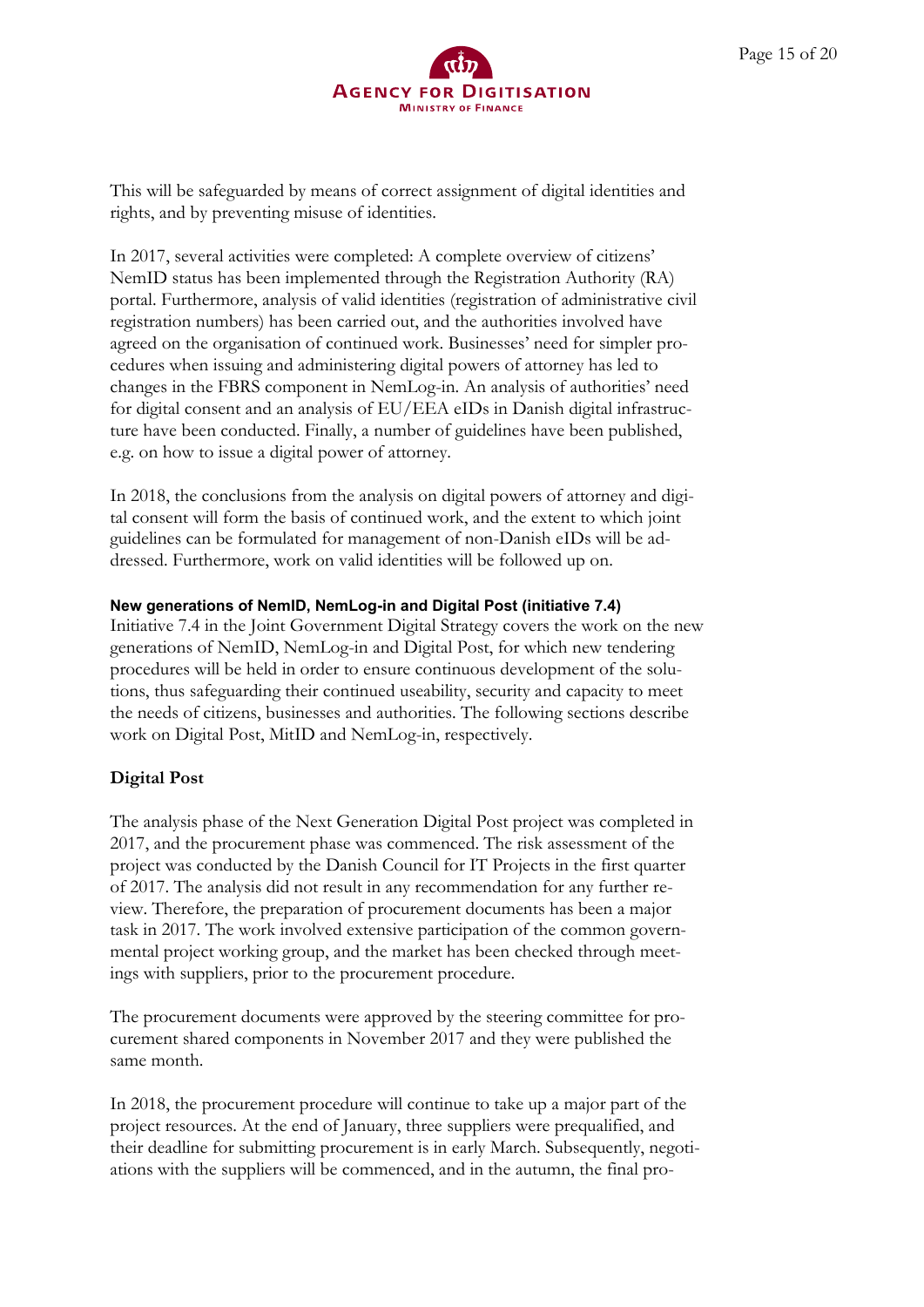This will be safeguarded by means of correct assignment of digital identities and rights, and by preventing misuse of identities.

In 2017, several activities were completed: A complete overview of citizens' NemID status has been implemented through the Registration Authority (RA) portal. Furthermore, analysis of valid identities (registration of administrative civil registration numbers) has been carried out, and the authorities involved have agreed on the organisation of continued work. Businesses' need for simpler procedures when issuing and administering digital powers of attorney has led to changes in the FBRS component in NemLog-in. An analysis of authorities' need for digital consent and an analysis of EU/EEA eIDs in Danish digital infrastructure have been conducted. Finally, a number of guidelines have been published, e.g. on how to issue a digital power of attorney.

In 2018, the conclusions from the analysis on digital powers of attorney and digital consent will form the basis of continued work, and the extent to which joint guidelines can be formulated for management of non-Danish eIDs will be addressed. Furthermore, work on valid identities will be followed up on.

#### New generations of NemID, NemLog-in and Digital Post (initiative 7.4)

Initiative 7.4 in the Joint Government Digital Strategy covers the work on the new generations of NemID, NemLog-in and Digital Post, for which new tendering procedures will be held in order to ensure continuous development of the solutions, thus safeguarding their continued useability, security and capacity to meet the needs of citizens, businesses and authorities. The following sections describe work on Digital Post, MitID and NemLog-in, respectively.

### Digital Post

The analysis phase of the Next Generation Digital Post project was completed in 2017, and the procurement phase was commenced. The risk assessment of the project was conducted by the Danish Council for IT Projects in the first quarter of 2017. The analysis did not result in any recommendation for any further review. Therefore, the preparation of procurement documents has been a major task in 2017. The work involved extensive participation of the common governmental project working group, and the market has been checked through meetings with suppliers, prior to the procurement procedure.

The procurement documents were approved by the steering committee for procurement shared components in November 2017 and they were published the same month.

In 2018, the procurement procedure will continue to take up a major part of the project resources. At the end of January, three suppliers were prequalified, and their deadline for submitting procurement is in early March. Subsequently, negotiations with the suppliers will be commenced, and in the autumn, the final pro-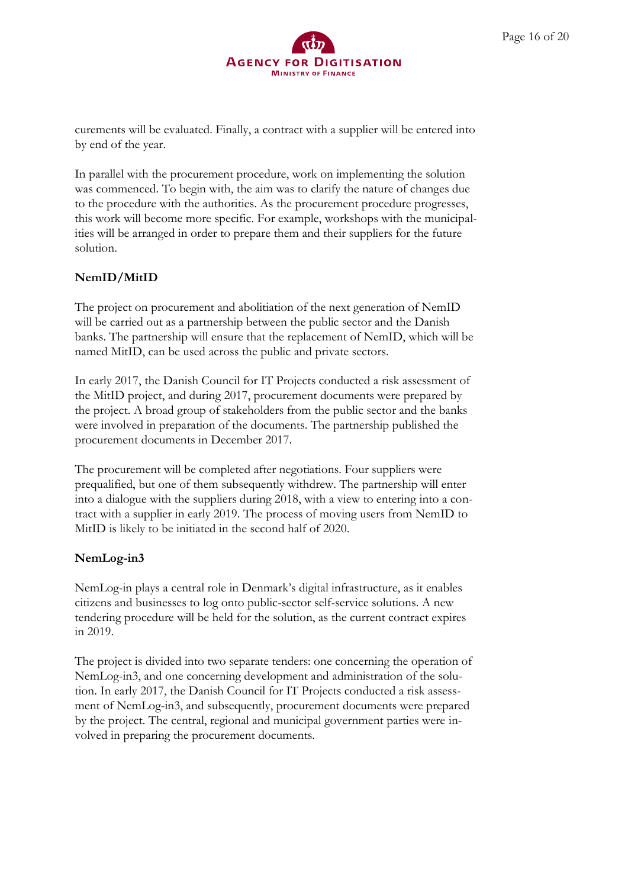curements will be evaluated. Finally, a contract with a supplier will be entered into by end of the year.

In parallel with the procurement procedure, work on implementing the solution was commenced. To begin with, the aim was to clarify the nature of changes due to the procedure with the authorities. As the procurement procedure progresses, this work will become more specific. For example, workshops with the municipalities will be arranged in order to prepare them and their suppliers for the future solution.

**NemID/MitID**

The project on procurement and abolitiation of the next generation of NemID will be carried out as a partnership between the public sector and the Danish banks. The partnership will ensure that the replacement of NemID, which will be named MitID, can be used across the public and private sectors.

In early 2017, the Danish Council for IT Projects conducted a risk assessment of the MitID project, and during 2017, procurement documents were prepared by the project. A broad group of stakeholders from the public sector and the banks were involved in preparation of the documents. The partnership published the procurement documents in December 2017.

The procurement will be completed after negotiations. Four suppliers were prequalified, but one of them subsequently withdrew. The partnership will enter into a dialogue with the suppliers during 2018, with a view to entering into a contract with a supplier in early 2019. The process of moving users from NemID to MitID is likely to be initiated in the second half of 2020.

**NemLog-in3**

NemLog-in plays a central role in Denmark's digital infrastructure, as it enables citizens and businesses to log onto public-sector self-service solutions. A new tendering procedure will be held for the solution, as the current contract expires in 2019.

The project is divided into two separate tenders: one concerning the operation of NemLog-in3, and one concerning development and administration of the solution. In early 2017, the Danish Council for IT Projects conducted a risk assessment of NemLog-in3, and subsequently, procurement documents were prepared by the project. The central, regional and municipal government parties were involved in preparing the procurement documents.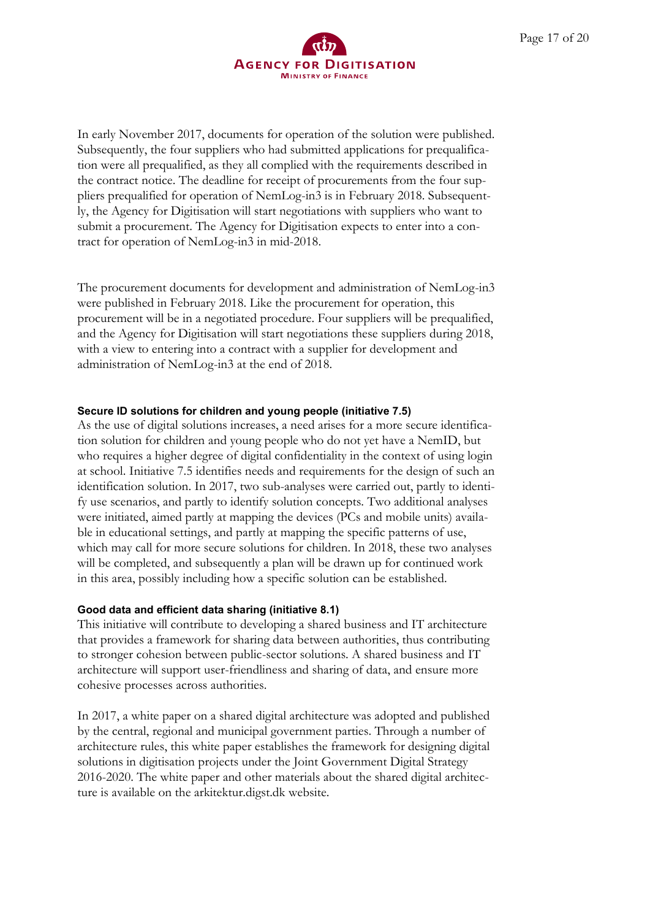In early November 2017, documents for operation of the solution were published. Subsequently, the four suppliers who had submitted applications for prequalification were all prequalified, as they all complied with the requirements described in the contract notice. The deadline for receipt of procurements from the four suppliers prequalified for operation of NemLog-in3 is in February 2018. Subsequently, the Agency for Digitisation will start negotiations with suppliers who want to submit a procurement. The Agency for Digitisation expects to enter into a contract for operation of NemLog-in3 in mid-2018.

The procurement documents for development and administration of NemLog-in3 were published in February 2018. Like the procurement for operation, this procurement will be in a negotiated procedure. Four suppliers will be prequalified, and the Agency for Digitisation will start negotiations these suppliers during 2018, with a view to entering into a contract with a supplier for development and administration of NemLog-in3 at the end of 2018.

#### Secure ID solutions for children and young people (initiative 7.5)

As the use of digital solutions increases, a need arises for a more secure identification solution for children and young people who do not yet have a NemID, but who requires a higher degree of digital confidentiality in the context of using login at school. Initiative 7.5 identifies needs and requirements for the design of such an identification solution. In 2017, two sub-analyses were carried out, partly to identify use scenarios, and partly to identify solution concepts. Two additional analyses were initiated, aimed partly at mapping the devices (PCs and mobile units) available in educational settings, and partly at mapping the specific patterns of use, which may call for more secure solutions for children. In 2018, these two analyses will be completed, and subsequently a plan will be drawn up for continued work in this area, possibly including how a specific solution can be established.

#### Good data and efficient data sharing (initiative 8.1)

This initiative will contribute to developing a shared business and IT architecture that provides a framework for sharing data between authorities, thus contributing to stronger cohesion between public-sector solutions. A shared business and IT architecture will support user-friendliness and sharing of data, and ensure more cohesive processes across authorities.

In 2017, a white paper on a shared digital architecture was adopted and published by the central, regional and municipal government parties. Through a number of architecture rules, this white paper establishes the framework for designing digital solutions in digitisation projects under the Joint Government Digital Strategy 2016-2020. The white paper and other materials about the shared digital architecture is available on the arkitektur.digst.dk website.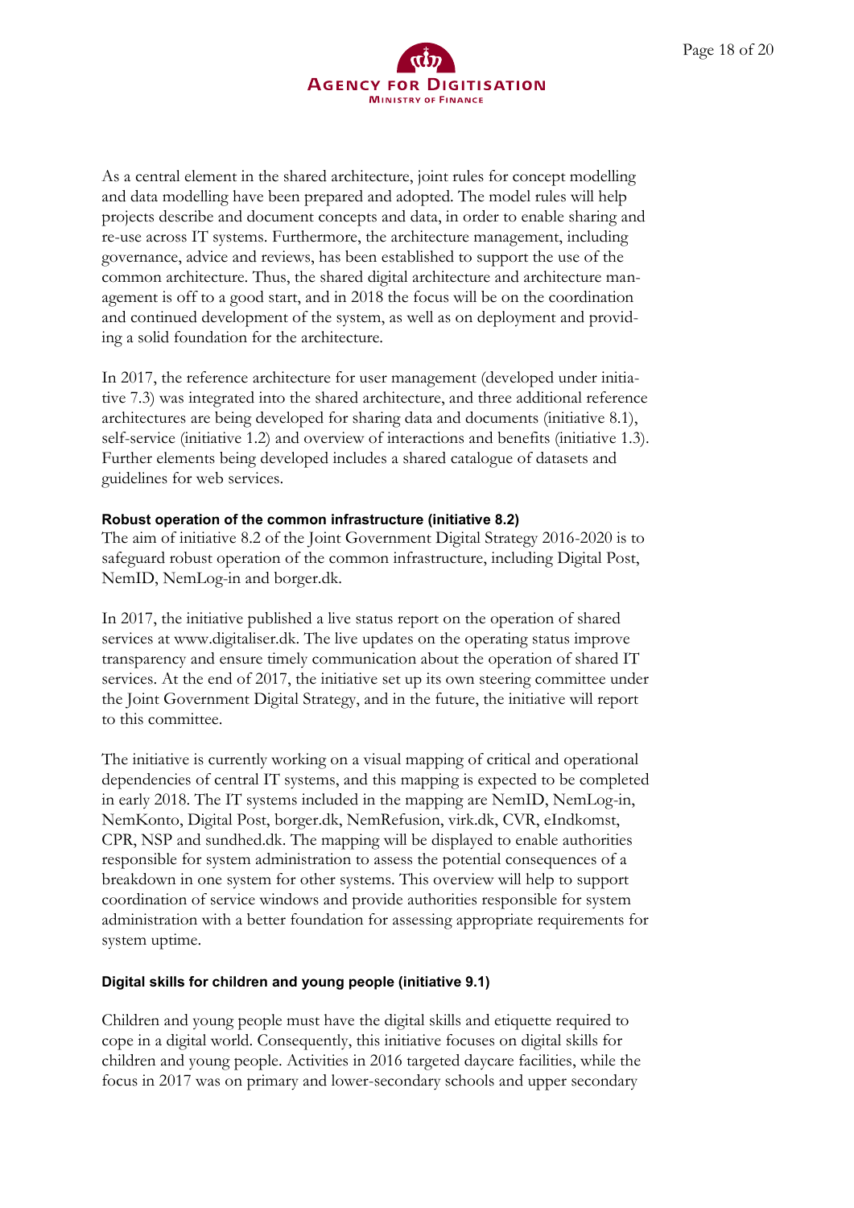As a central element in the shared architecture, joint rules for concept modelling and data modelling have been prepared and adopted. The model rules will help projects describe and document concepts and data, in order to enable sharing and re-use across IT systems. Furthermore, the architecture management, including governance, advice and reviews, has been established to support the use of the common architecture. Thus, the shared digital architecture and architecture management is off to a good start, and in 2018 the focus will be on the coordination and continued development of the system, as well as on deployment and providing a solid foundation for the architecture.

In 2017, the reference architecture for user management (developed under initiative 7.3) was integrated into the shared architecture, and three additional reference architectures are being developed for sharing data and documents (initiative 8.1), self-service (initiative 1.2) and overview of interactions and benefits (initiative 1.3). Further elements being developed includes a shared catalogue of datasets and guidelines for web services.

#### Robust operation of the common infrastructure (initiative 8.2)

The aim of initiative 8.2 of the Joint Government Digital Strategy 2016-2020 is to safeguard robust operation of the common infrastructure, including Digital Post, NemID, NemLog-in and borger.dk.

In 2017, the initiative published a live status report on the operation of shared services at www.digitaliser.dk. The live updates on the operating status improve transparency and ensure timely communication about the operation of shared IT services. At the end of 2017, the initiative set up its own steering committee under the Joint Government Digital Strategy, and in the future, the initiative will report to this committee.

The initiative is currently working on a visual mapping of critical and operational dependencies of central IT systems, and this mapping is expected to be completed in early 2018. The IT systems included in the mapping are NemID, NemLog-in, NemKonto, Digital Post, borger.dk, NemRefusion, virk.dk, CVR, eIndkomst, CPR, NSP and sundhed.dk. The mapping will be displayed to enable authorities responsible for system administration to assess the potential consequences of a breakdown in one system for other systems. This overview will help to support coordination of service windows and provide authorities responsible for system administration with a better foundation for assessing appropriate requirements for system uptime.

#### Digital skills for children and young people (initiative 9.1)

Children and young people must have the digital skills and etiquette required to cope in a digital world. Consequently, this initiative focuses on digital skills for children and young people. Activities in 2016 targeted daycare facilities, while the focus in 2017 was on primary and lower-secondary schools and upper secondary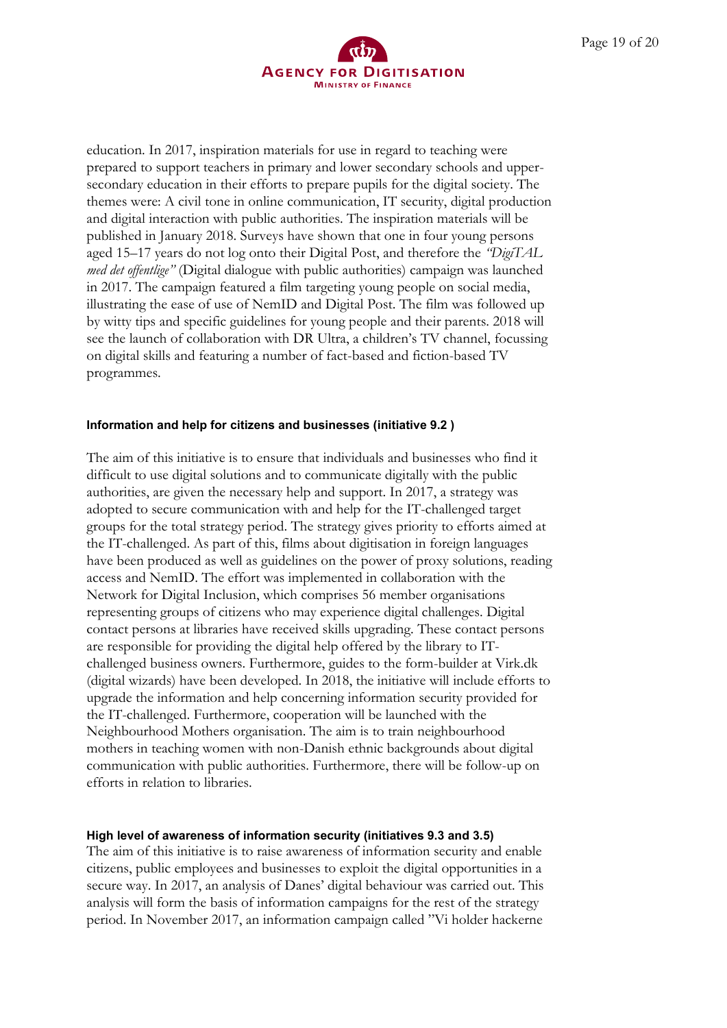education. In 2017, inspiration materials for use in regard to teaching were prepared to support teachers in primary and lower secondary schools and upper-secondary education in their efforts to prepare pupils for the digital society. The themes were: A civil tone in online communication, IT security, digital production and digital interaction with public authorities. The inspiration materials will be published in January 2018. Surveys have shown that one in four young persons aged 15–17 years do not log onto their Digital Post, and therefore the *"DigiTAL med det offentlige"* (Digital dialogue with public authorities) campaign was launched in 2017. The campaign featured a film targeting young people on social media, illustrating the ease of use of NemID and Digital Post. The film was followed up by witty tips and specific guidelines for young people and their parents. 2018 will see the launch of collaboration with DR Ultra, a children's TV channel, focussing on digital skills and featuring a number of fact-based and fiction-based TV programmes.

#### Information and help for citizens and businesses (initiative 9.2 )

The aim of this initiative is to ensure that individuals and businesses who find it difficult to use digital solutions and to communicate digitally with the public authorities, are given the necessary help and support. In 2017, a strategy was adopted to secure communication with and help for the IT-challenged target groups for the total strategy period. The strategy gives priority to efforts aimed at the IT-challenged. As part of this, films about digitisation in foreign languages have been produced as well as guidelines on the power of proxy solutions, reading access and NemID. The effort was implemented in collaboration with the Network for Digital Inclusion, which comprises 56 member organisations representing groups of citizens who may experience digital challenges. Digital contact persons at libraries have received skills upgrading. These contact persons are responsible for providing the digital help offered by the library to IT-challenged business owners. Furthermore, guides to the form-builder at Virk.dk (digital wizards) have been developed. In 2018, the initiative will include efforts to upgrade the information and help concerning information security provided for the IT-challenged. Furthermore, cooperation will be launched with the Neighbourhood Mothers organisation. The aim is to train neighbourhood mothers in teaching women with non-Danish ethnic backgrounds about digital communication with public authorities. Furthermore, there will be follow-up on efforts in relation to libraries.

#### High level of awareness of information security (initiatives 9.3 and 3.5)

The aim of this initiative is to raise awareness of information security and enable citizens, public employees and businesses to exploit the digital opportunities in a secure way. In 2017, an analysis of Danes' digital behaviour was carried out. This analysis will form the basis of information campaigns for the rest of the strategy period. In November 2017, an information campaign called "Vi holder hackerne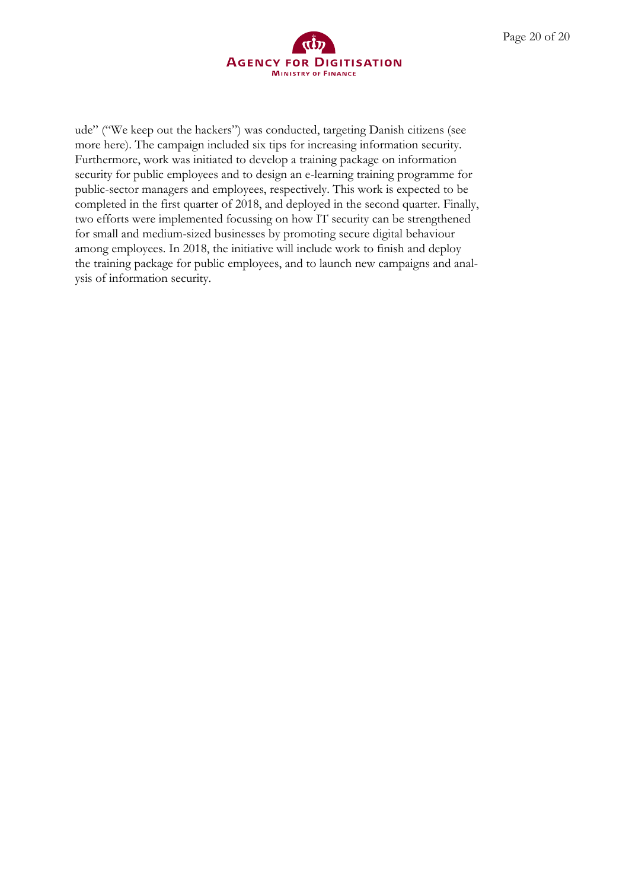ude" ("We keep out the hackers") was conducted, targeting Danish citizens (see more here). The campaign included six tips for increasing information security. Furthermore, work was initiated to develop a training package on information security for public employees and to design an e-learning training programme for public-sector managers and employees, respectively. This work is expected to be completed in the first quarter of 2018, and deployed in the second quarter. Finally, two efforts were implemented focussing on how IT security can be strengthened for small and medium-sized businesses by promoting secure digital behaviour among employees. In 2018, the initiative will include work to finish and deploy the training package for public employees, and to launch new campaigns and analysis of information security.